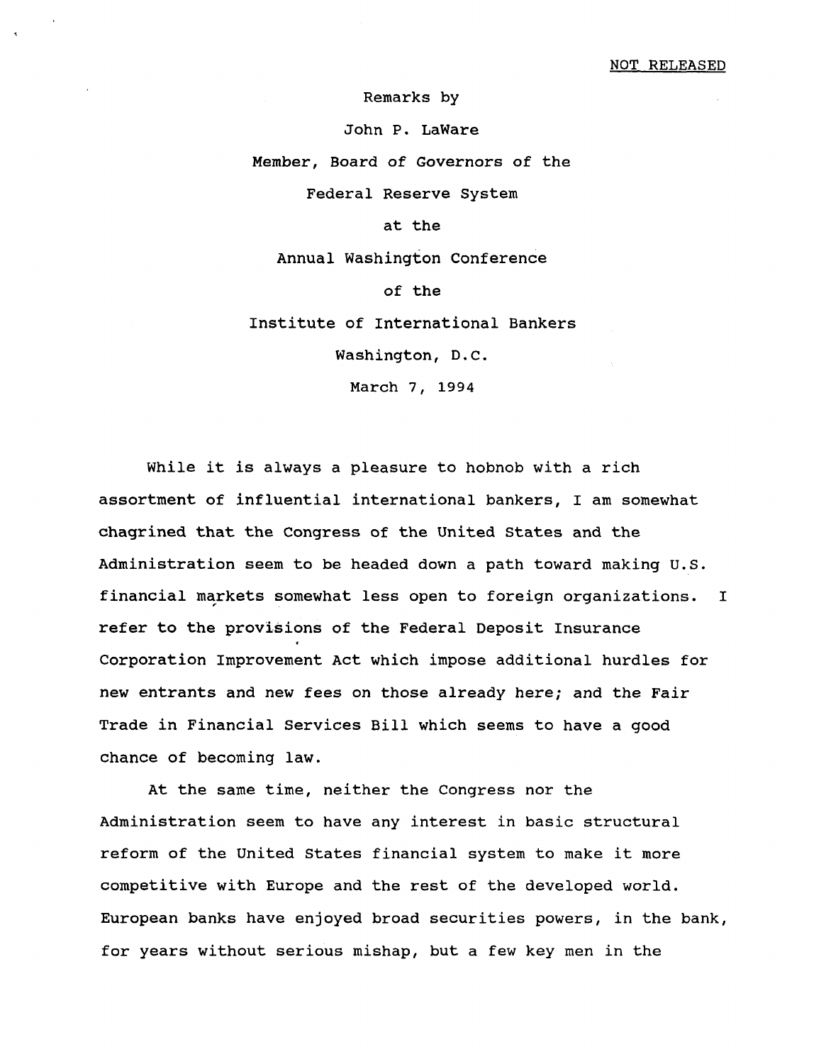NOT RELEASED

Remarks by

John P. LaWare

Member, Board of Governors of the

Federal Reserve System

at the

Annual Washington Conference

of the

Institute of International Bankers

Washington, D.C.

March 7, 1994

While it is always a pleasure to hobnob with a rich assortment of influential international bankers, I am somewhat chagrined that the Congress of the United States and the Administration seem to be headed down a path toward making U.S. financial markets somewhat less open to foreign organizations. I refer to the provisions of the Federal Deposit Insurance Corporation Improvement Act which impose additional hurdles for new entrants and new fees on those already here; and the Fair Trade in Financial Services Bill which seems to have a good chance of becoming law.

At the same time, neither the Congress nor the Administration seem to have any interest in basic structural reform of the United States financial system to make it more competitive with Europe and the rest of the developed world. European banks have enjoyed broad securities powers, in the bank, for years without serious mishap, but a few key men in the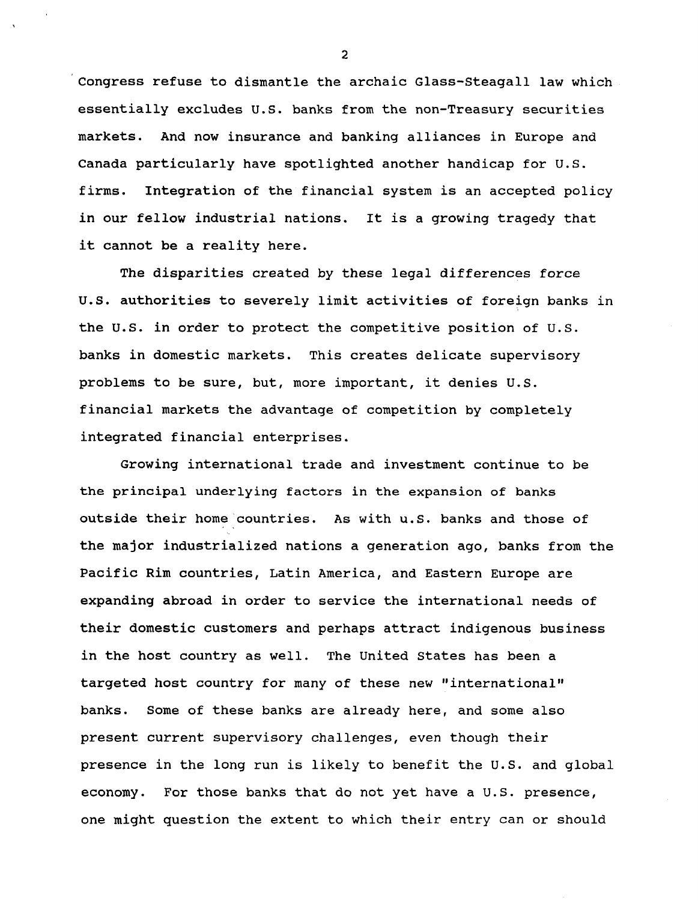Congress refuse to dismantle the archaic Glass-Steagall law which essentially excludes U.S. banks from the non-Treasury securities markets. And now insurance and banking alliances in Europe and Canada particularly have spotlighted another handicap for U.S. firms. Integration of the financial system is an accepted policy in our fellow industrial nations. It is a growing tragedy that it cannot be a reality here.

The disparities created by these legal differences force U.S. authorities to severely limit activities of foreign banks in the U.S. in order to protect the competitive position of U.S. banks in domestic markets. This creates delicate supervisory problems to be sure, but, more important, it denies U.S. financial markets the advantage of competition by completely integrated financial enterprises.

Growing international trade and investment continue to be the principal underlying factors in the expansion of banks outside their home countries. As with u.S. banks and those of the major industrialized nations a generation ago, banks from the Pacific Rim countries, Latin America, and Eastern Europe are expanding abroad in order to service the international needs of their domestic customers and perhaps attract indigenous business in the host country as well. The United States has been a targeted host country for many of these new "international" banks. Some of these banks are already here, and some also present current supervisory challenges, even though their presence in the long run is likely to benefit the U.S. and global economy. For those banks that do not yet have a U.S. presence, one might question the extent to which their entry can or should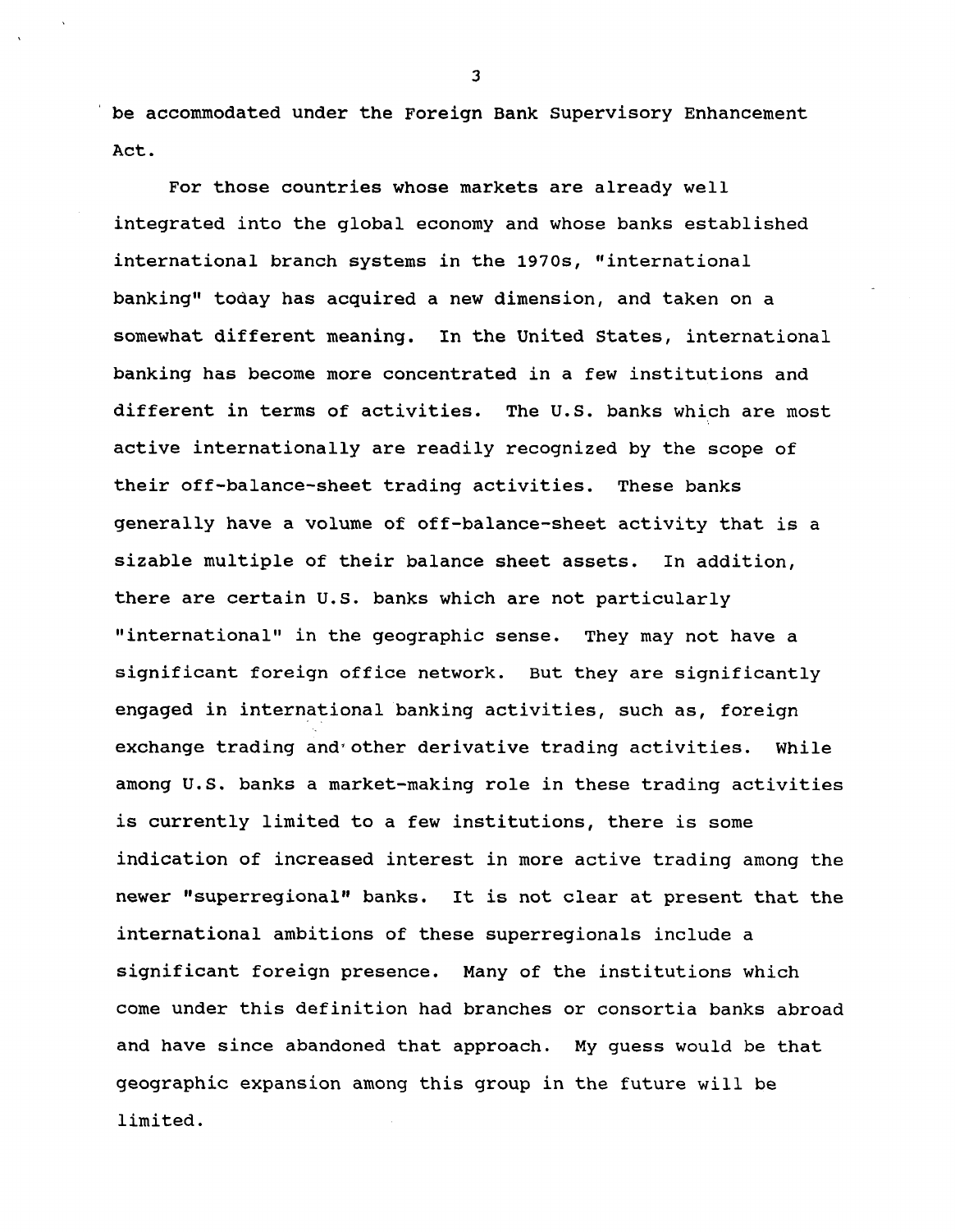be accommodated under the Foreign Bank Supervisory Enhancement Act.

For those countries whose markets are already well integrated into the global economy and whose banks established international branch systems in the 1970s, "international banking" today has acquired a new dimension, and taken on a somewhat different meaning. In the United States, international banking has become more concentrated in a few institutions and different in terms of activities. The U.S. banks which are most active internationally are readily recognized by the scope of their off-balance-sheet trading activities. These banks generally have a volume of off-balance-sheet activity that is a sizable multiple of their balance sheet assets. In addition, there are certain U.S. banks which are not particularly "international" in the geographic sense. They may not have a significant foreign office network. But they are significantly engaged in international banking activities, such as, foreign exchange trading and other derivative trading activities. While among U.S. banks a market-making role in these trading activities is currently limited to a few institutions, there is some indication of increased interest in more active trading among the newer "superregional" banks. It is not clear at present that the international ambitions of these superregionals include a significant foreign presence. Many of the institutions which come under this definition had branches or consortia banks abroad and have since abandoned that approach. My guess would be that geographic expansion among this group in the future will be limited.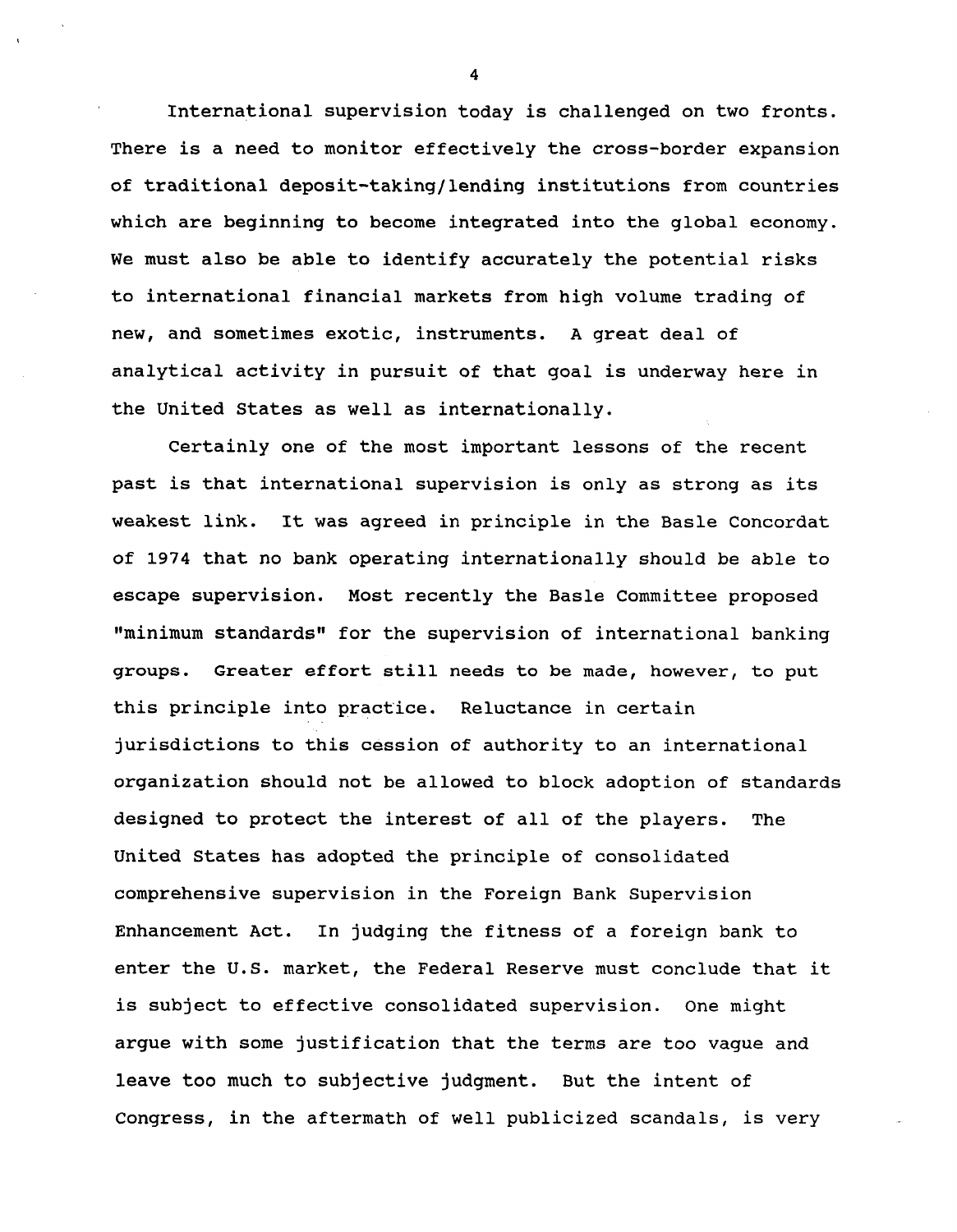International supervision today is challenged on two fronts. There is a need to monitor effectively the cross-border expansion of traditional deposit-taking/lending institutions from countries which are beginning to become integrated into the global economy. We must also be able to identify accurately the potential risks to international financial markets from high volume trading of new, and sometimes exotic, instruments. A great deal of analytical activity in pursuit of that goal is underway here in the United States as well as internationally.

Certainly one of the most important lessons of the recent past is that international supervision is only as strong as its weakest link. It was agreed in principle in the Basle Concordat of 1974 that no bank operating internationally should be able to escape supervision. Most recently the Basle Committee proposed "minimum standards" for the supervision of international banking groups. Greater effort still needs to be made, however, to put this principle into practice. Reluctance in certain jurisdictions to this cession of authority to an international organization should not be allowed to block adoption of standards designed to protect the interest of all of the players. The United States has adopted the principle of consolidated comprehensive supervision in the Foreign Bank Supervision Enhancement Act. In judging the fitness of a foreign bank to enter the U.S. market, the Federal Reserve must conclude that it is subject to effective consolidated supervision. One might argue with some justification that the terms are too vague and leave too much to subjective judgment. But the intent of Congress, in the aftermath of well publicized scandals, is very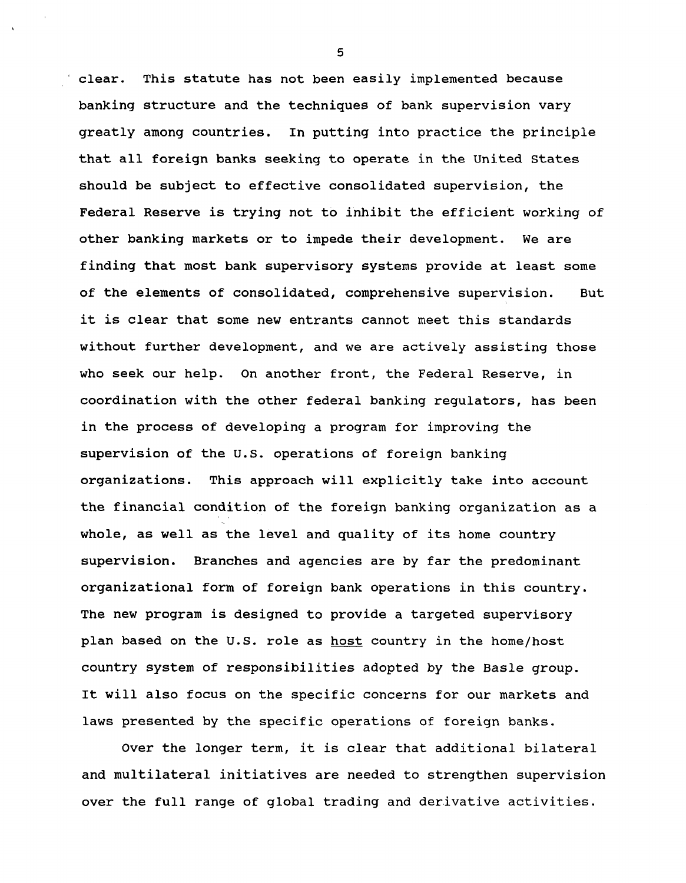clear. This statute has not been easily implemented because banking structure and the techniques of bank supervision vary greatly among countries. In putting into practice the principle that all foreign banks seeking to operate in the United States should be subject to effective consolidated supervision, the Federal Reserve is trying not to inhibit the efficient working of other banking markets or to impede their development. We are finding that most bank supervisory systems provide at least some of the elements of consolidated, comprehensive supervision. But it is clear that some new entrants cannot meet this standards without further development, and we are actively assisting those who seek our help. On another front, the Federal Reserve, in coordination with the other federal banking regulators, has been in the process of developing a program for improving the supervision of the U.S. operations of foreign banking organizations. This approach will explicitly take into account the financial condition of the foreign banking organization as a whole, as well as the level and quality of its home country supervision. Branches and agencies are by far the predominant organizational form of foreign bank operations in this country. The new program is designed to provide a targeted supervisory plan based on the U.S. role as host country in the home/host country system of responsibilities adopted by the Basle group. It will also focus on the specific concerns for our markets and laws presented by the specific operations of foreign banks.

Over the longer term, it is clear that additional bilateral and multilateral initiatives are needed to strengthen supervision over the full range of global trading and derivative activities.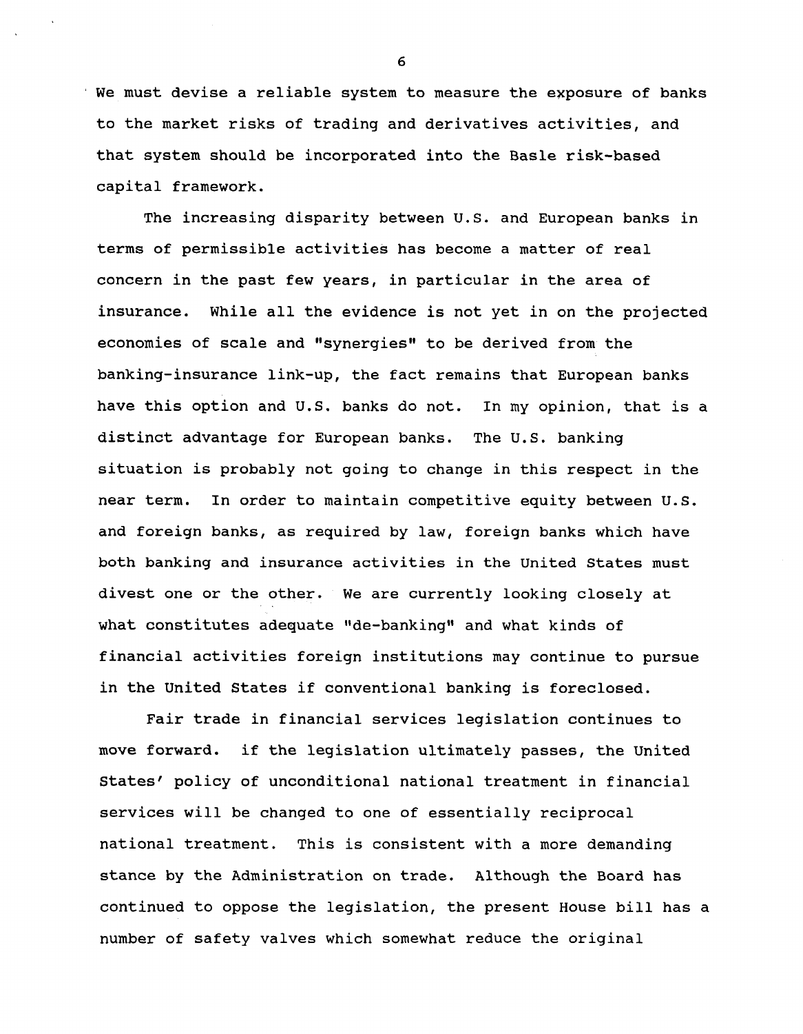We must devise a reliable system to measure the exposure of banks to the market risks of trading and derivatives activities, and that system should be incorporated into the Basle risk-based capital framework.

The increasing disparity between U.S. and European banks in terms of permissible activities has become a matter of real concern in the past few years, in particular in the area of insurance. While all the evidence is not yet in on the projected economies of scale and "synergies" to be derived from the banking-insurance link-up, the fact remains that European banks have this option and U.S. banks do not. In my opinion, that is a distinct advantage for European banks. The U.S. banking situation is probably not going to change in this respect in the near term. In order to maintain competitive equity between U.S. and foreign banks, as required by law, foreign banks which have both banking and insurance activities in the United States must divest one or the other. We are currently looking closely at what constitutes adequate "de-banking" and what kinds of financial activities foreign institutions may continue to pursue in the United States if conventional banking is foreclosed.

Fair trade in financial services legislation continues to move forward. if the legislation ultimately passes, the United States' policy of unconditional national treatment in financial services will be changed to one of essentially reciprocal national treatment. This is consistent with a more demanding stance by the Administration on trade. Although the Board has continued to oppose the legislation, the present House bill has a number of safety valves which somewhat reduce the original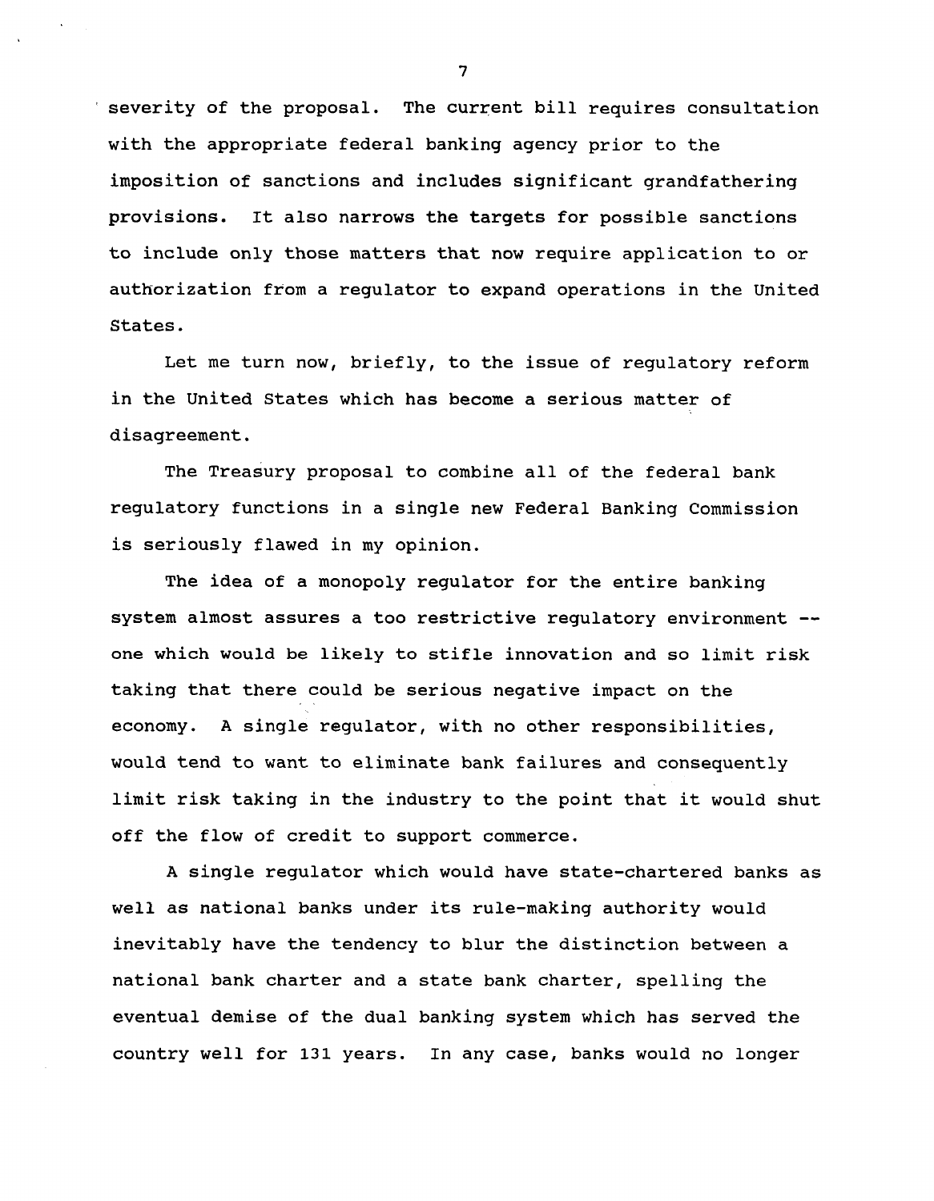severity of the proposal. The current bill requires consultation with the appropriate federal banking agency prior to the imposition of sanctions and includes significant grandfathering provisions. It also narrows the targets for possible sanctions to include only those matters that now require application to or authorization from a regulator to expand operations in the United States.

Let me turn now, briefly, to the issue of regulatory reform in the United States which has become a serious matter of disagreement.

The Treasury proposal to combine all of the federal bank regulatory functions in a single new Federal Banking Commission is seriously flawed in my opinion.

The idea of a monopoly regulator for the entire banking system almost assures a too restrictive regulatory environment -- one which would be likely to stifle innovation and so limit risk taking that there could be serious negative impact on the economy. A single regulator, with no other responsibilities, would tend to want to eliminate bank failures and consequently limit risk taking in the industry to the point that it would shut off the flow of credit to support commerce.

A single regulator which would have state-chartered banks as well as national banks under its rule-making authority would inevitably have the tendency to blur the distinction between a national bank charter and a state bank charter, spelling the eventual demise of the dual banking system which has served the country well for 131 years. In any case, banks would no longer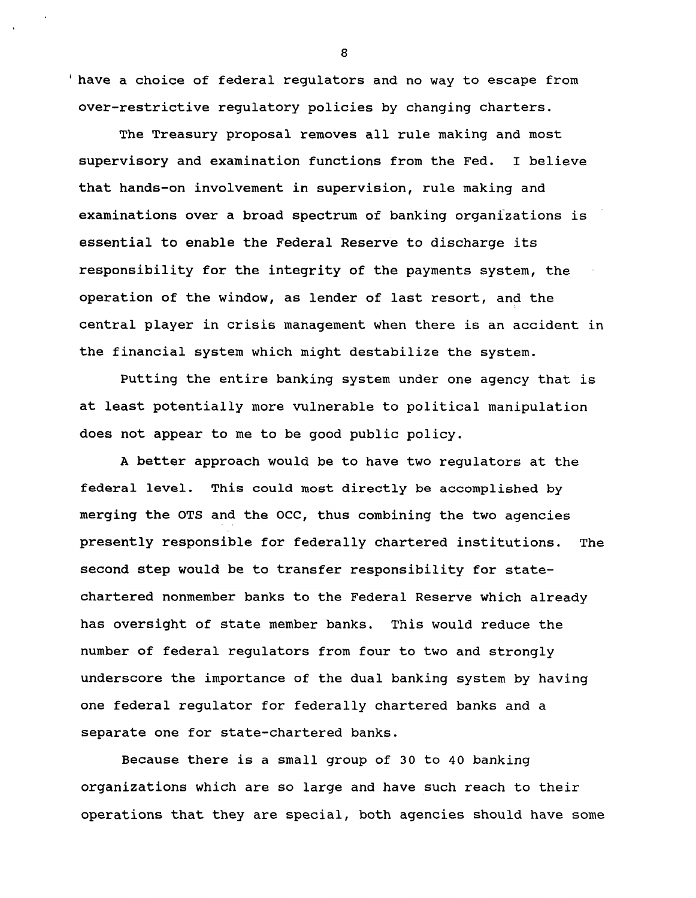have a choice of federal regulators and no way to escape from over-restrictive regulatory policies by changing charters.

The Treasury proposal removes all rule making and most supervisory and examination functions from the Fed. I believe that hands-on involvement in supervision, rule making and examinations over a broad spectrum of banking organizations is essential to enable the Federal Reserve to discharge its responsibility for the integrity of the payments system, the operation of the window, as lender of last resort, and the central player in crisis management when there is an accident in the financial system which might destabilize the system.

Putting the entire banking system under one agency that is at least potentially more vulnerable to political manipulation does not appear to me to be good public policy.

A better approach would be to have two regulators at the federal level. This could most directly be accomplished by merging the OTS and the OCC, thus combining the two agencies presently responsible for federally chartered institutions. The second step would be to transfer responsibility for state-chartered nonmember banks to the Federal Reserve which already has oversight of state member banks. This would reduce the number of federal regulators from four to two and strongly underscore the importance of the dual banking system by having one federal regulator for federally chartered banks and a separate one for state-chartered banks.

Because there is a small group of 30 to 40 banking organizations which are so large and have such reach to their operations that they are special, both agencies should have some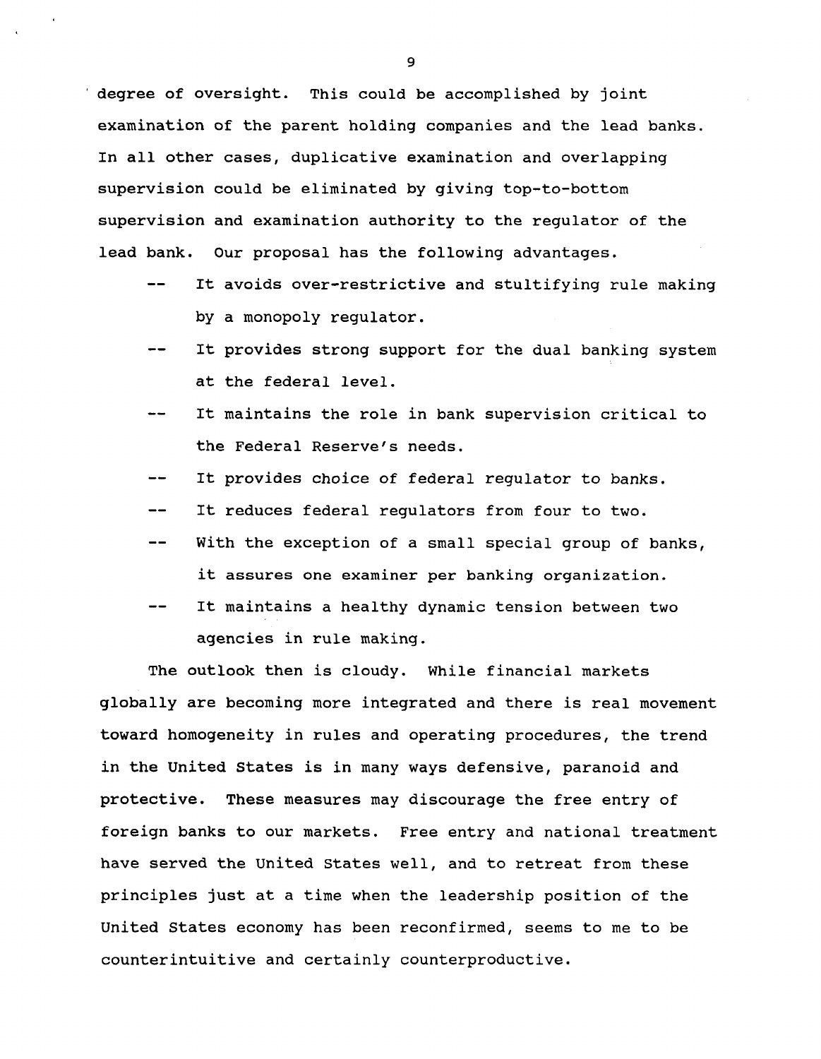degree of oversight. This could be accomplished by joint examination of the parent holding companies and the lead banks. In all other cases, duplicative examination and overlapping supervision could be eliminated by giving top-to-bottom supervision and examination authority to the regulator of the lead bank. Our proposal has the following advantages.

-- It avoids over-restrictive and stultifying rule making by a monopoly regulator.

-- It provides strong support for the dual banking system at the federal level.

-- It maintains the role in bank supervision critical to the Federal Reserve's needs.

-- It provides choice of federal regulator to banks.

-- It reduces federal regulators from four to two.

-- With the exception of a small special group of banks, it assures one examiner per banking organization.

-- It maintains a healthy dynamic tension between two agencies in rule making.

The outlook then is cloudy. While financial markets globally are becoming more integrated and there is real movement toward homogeneity in rules and operating procedures, the trend in the United States is in many ways defensive, paranoid and protective. These measures may discourage the free entry of foreign banks to our markets. Free entry and national treatment have served the United States well, and to retreat from these principles just at a time when the leadership position of the United States economy has been reconfirmed, seems to me to be counterintuitive and certainly counterproductive.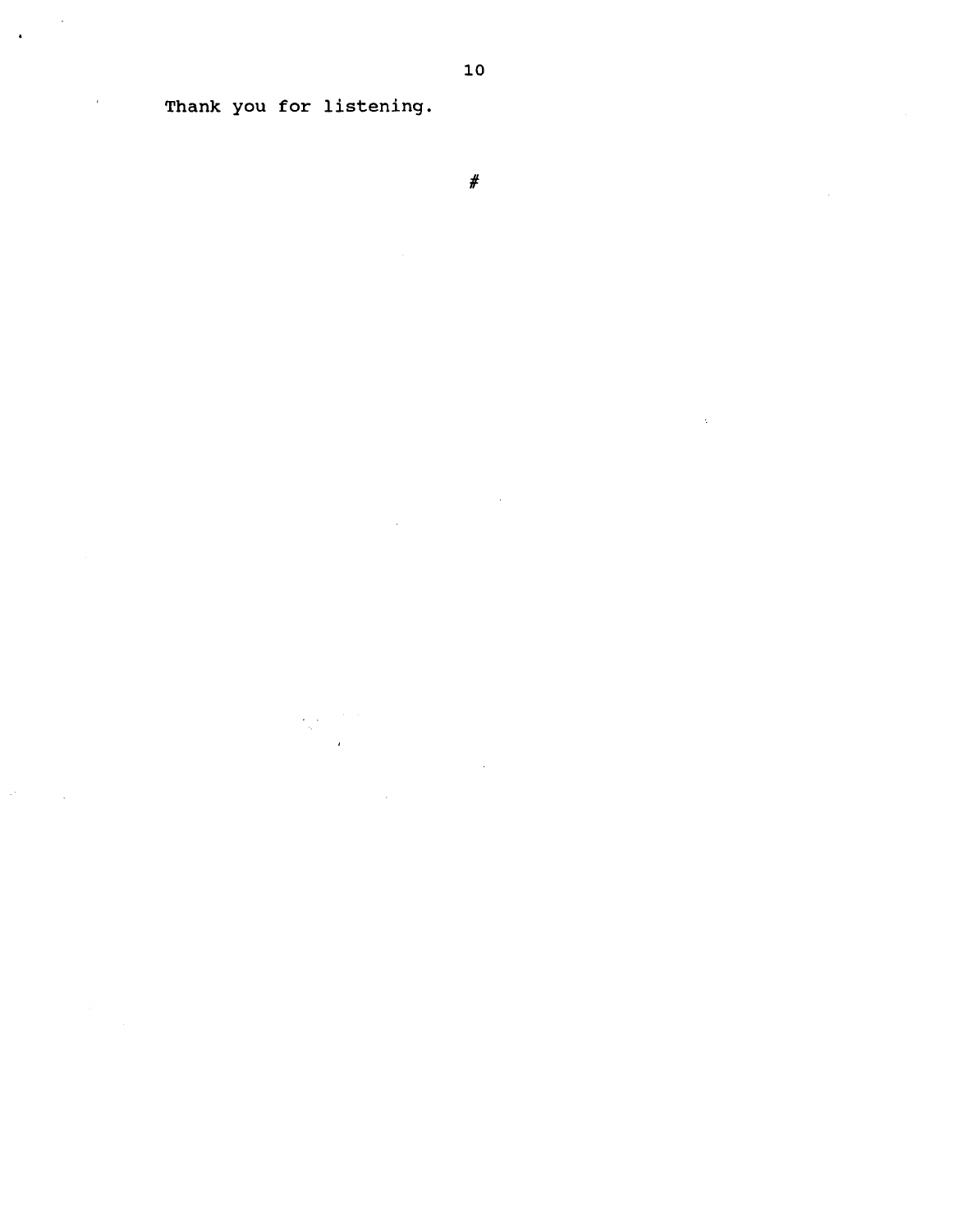Thank you for listening.

#